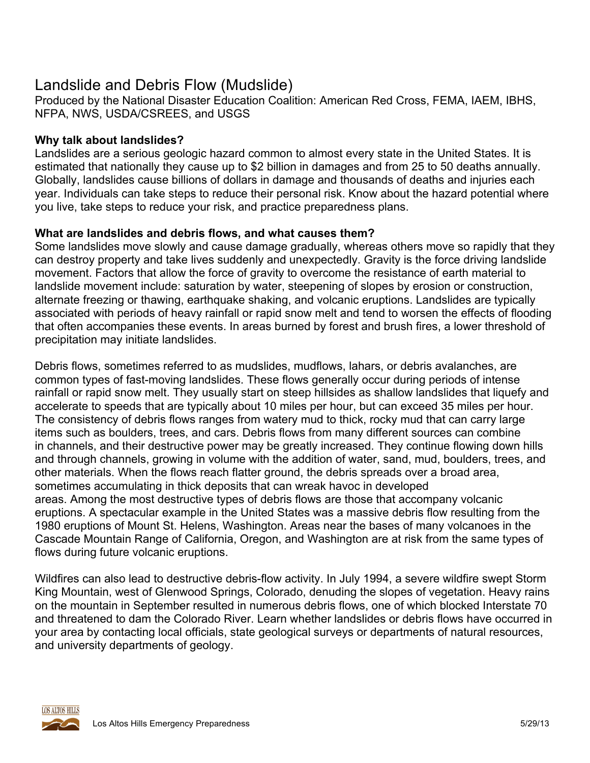# Landslide and Debris Flow (Mudslide)

Produced by the National Disaster Education Coalition: American Red Cross, FEMA, IAEM, IBHS, NFPA, NWS, USDA/CSREES, and USGS

**Why talk about landslides?**

Landslides are a serious geologic hazard common to almost every state in the United States. It is estimated that nationally they cause up to $2 billion in damages and from 25 to 50 deaths annually. Globally, landslides cause billions of dollars in damage and thousands of deaths and injuries each year. Individuals can take steps to reduce their personal risk. Know about the hazard potential where you live, take steps to reduce your risk, and practice preparedness plans.

**What are landslides and debris flows, and what causes them?**

Some landslides move slowly and cause damage gradually, whereas others move so rapidly that they can destroy property and take lives suddenly and unexpectedly. Gravity is the force driving landslide movement. Factors that allow the force of gravity to overcome the resistance of earth material to landslide movement include: saturation by water, steepening of slopes by erosion or construction, alternate freezing or thawing, earthquake shaking, and volcanic eruptions. Landslides are typically associated with periods of heavy rainfall or rapid snow melt and tend to worsen the effects of flooding that often accompanies these events. In areas burned by forest and brush fires, a lower threshold of precipitation may initiate landslides.

Debris flows, sometimes referred to as mudslides, mudflows, lahars, or debris avalanches, are common types of fast-moving landslides. These flows generally occur during periods of intense rainfall or rapid snow melt. They usually start on steep hillsides as shallow landslides that liquefy and accelerate to speeds that are typically about 10 miles per hour, but can exceed 35 miles per hour. The consistency of debris flows ranges from watery mud to thick, rocky mud that can carry large items such as boulders, trees, and cars. Debris flows from many different sources can combine in channels, and their destructive power may be greatly increased. They continue flowing down hills and through channels, growing in volume with the addition of water, sand, mud, boulders, trees, and other materials. When the flows reach flatter ground, the debris spreads over a broad area, sometimes accumulating in thick deposits that can wreak havoc in developed areas. Among the most destructive types of debris flows are those that accompany volcanic eruptions. A spectacular example in the United States was a massive debris flow resulting from the 1980 eruptions of Mount St. Helens, Washington. Areas near the bases of many volcanoes in the Cascade Mountain Range of California, Oregon, and Washington are at risk from the same types of flows during future volcanic eruptions.

Wildfires can also lead to destructive debris-flow activity. In July 1994, a severe wildfire swept Storm King Mountain, west of Glenwood Springs, Colorado, denuding the slopes of vegetation. Heavy rains on the mountain in September resulted in numerous debris flows, one of which blocked Interstate 70 and threatened to dam the Colorado River. Learn whether landslides or debris flows have occurred in your area by contacting local officials, state geological surveys or departments of natural resources, and university departments of geology.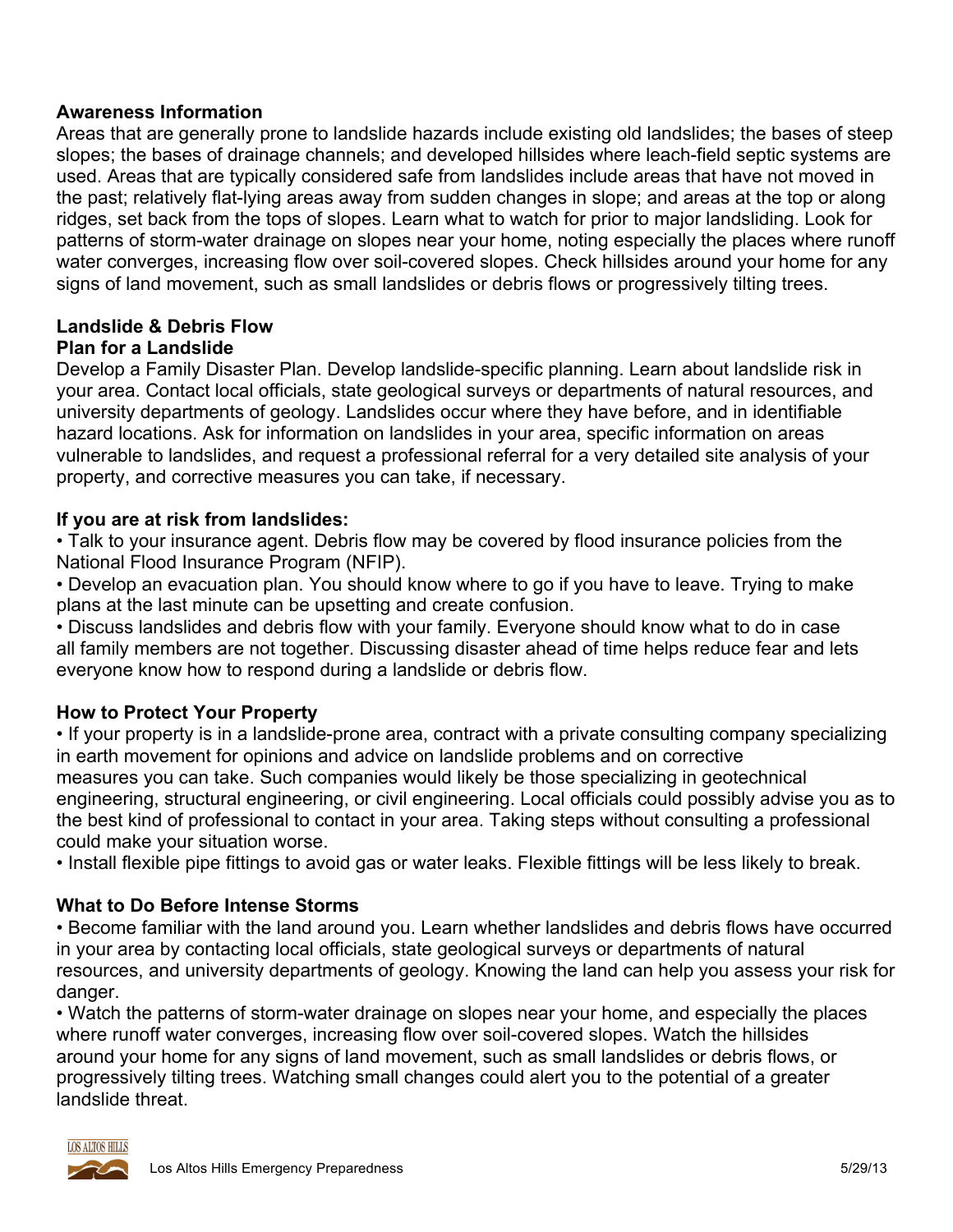**Awareness Information**

Areas that are generally prone to landslide hazards include existing old landslides; the bases of steep slopes; the bases of drainage channels; and developed hillsides where leach-field septic systems are used. Areas that are typically considered safe from landslides include areas that have not moved in the past; relatively flat-lying areas away from sudden changes in slope; and areas at the top or along ridges, set back from the tops of slopes. Learn what to watch for prior to major landsliding. Look for patterns of storm-water drainage on slopes near your home, noting especially the places where runoff water converges, increasing flow over soil-covered slopes. Check hillsides around your home for any signs of land movement, such as small landslides or debris flows or progressively tilting trees.

**Landslide & Debris Flow**

**Plan for a Landslide**

Develop a Family Disaster Plan. Develop landslide-specific planning. Learn about landslide risk in your area. Contact local officials, state geological surveys or departments of natural resources, and university departments of geology. Landslides occur where they have before, and in identifiable hazard locations. Ask for information on landslides in your area, specific information on areas vulnerable to landslides, and request a professional referral for a very detailed site analysis of your property, and corrective measures you can take, if necessary.

**If you are at risk from landslides:**

- Talk to your insurance agent. Debris flow may be covered by flood insurance policies from the National Flood Insurance Program (NFIP).
- Develop an evacuation plan. You should know where to go if you have to leave. Trying to make plans at the last minute can be upsetting and create confusion.
- Discuss landslides and debris flow with your family. Everyone should know what to do in case all family members are not together. Discussing disaster ahead of time helps reduce fear and lets everyone know how to respond during a landslide or debris flow.

**How to Protect Your Property**

- If your property is in a landslide-prone area, contract with a private consulting company specializing in earth movement for opinions and advice on landslide problems and on corrective measures you can take. Such companies would likely be those specializing in geotechnical engineering, structural engineering, or civil engineering. Local officials could possibly advise you as to the best kind of professional to contact in your area. Taking steps without consulting a professional could make your situation worse.
- Install flexible pipe fittings to avoid gas or water leaks. Flexible fittings will be less likely to break.

**What to Do Before Intense Storms**

- Become familiar with the land around you. Learn whether landslides and debris flows have occurred in your area by contacting local officials, state geological surveys or departments of natural resources, and university departments of geology. Knowing the land can help you assess your risk for danger.
- Watch the patterns of storm-water drainage on slopes near your home, and especially the places where runoff water converges, increasing flow over soil-covered slopes. Watch the hillsides around your home for any signs of land movement, such as small landslides or debris flows, or progressively tilting trees. Watching small changes could alert you to the potential of a greater landslide threat.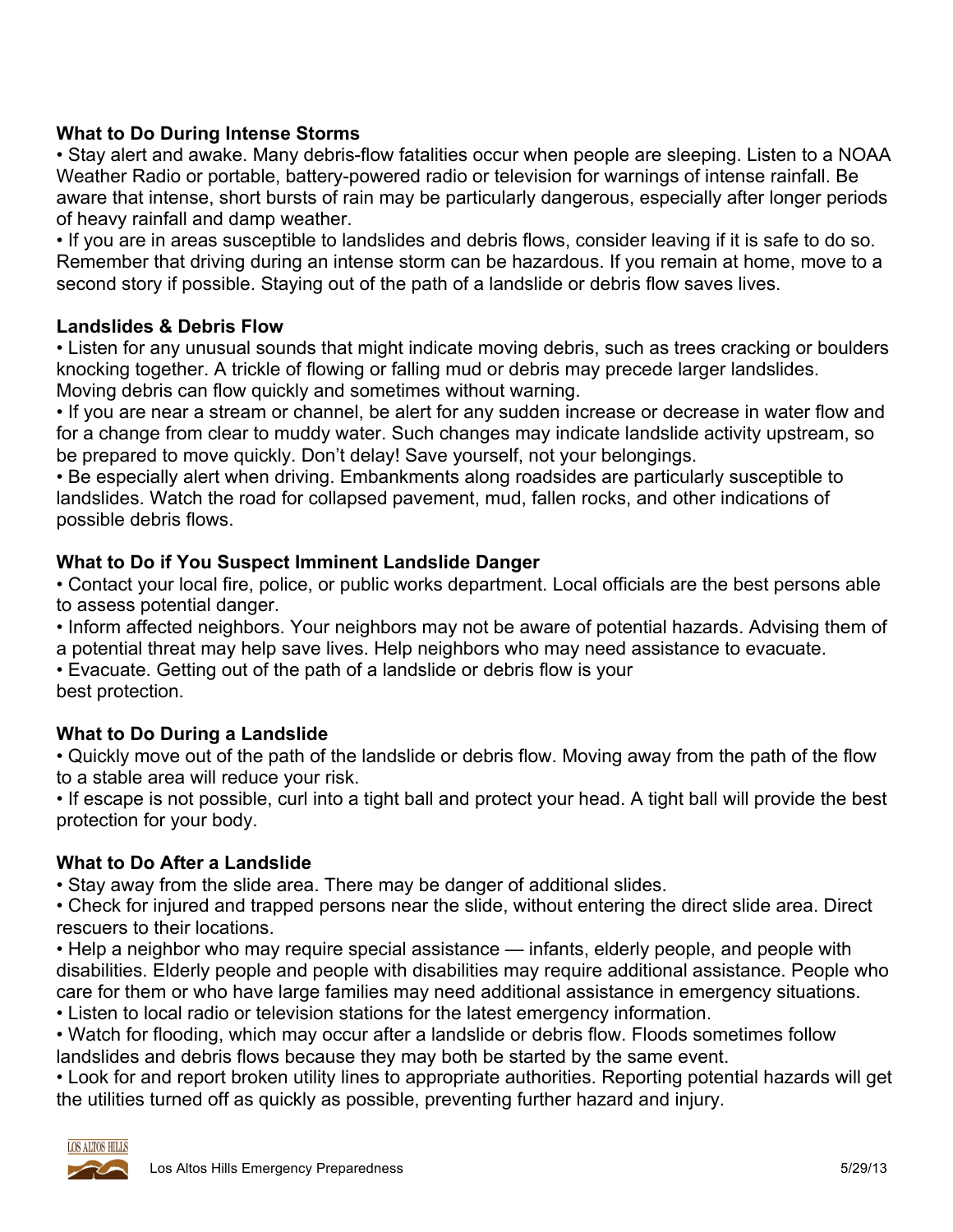### What to Do During Intense Storms

- Stay alert and awake. Many debris-flow fatalities occur when people are sleeping. Listen to a NOAA Weather Radio or portable, battery-powered radio or television for warnings of intense rainfall. Be aware that intense, short bursts of rain may be particularly dangerous, especially after longer periods of heavy rainfall and damp weather.
- If you are in areas susceptible to landslides and debris flows, consider leaving if it is safe to do so. Remember that driving during an intense storm can be hazardous. If you remain at home, move to a second story if possible. Staying out of the path of a landslide or debris flow saves lives.

### Landslides & Debris Flow

- Listen for any unusual sounds that might indicate moving debris, such as trees cracking or boulders knocking together. A trickle of flowing or falling mud or debris may precede larger landslides. Moving debris can flow quickly and sometimes without warning.
- If you are near a stream or channel, be alert for any sudden increase or decrease in water flow and for a change from clear to muddy water. Such changes may indicate landslide activity upstream, so be prepared to move quickly. Don't delay! Save yourself, not your belongings.
- Be especially alert when driving. Embankments along roadsides are particularly susceptible to landslides. Watch the road for collapsed pavement, mud, fallen rocks, and other indications of possible debris flows.

### What to Do if You Suspect Imminent Landslide Danger

- Contact your local fire, police, or public works department. Local officials are the best persons able to assess potential danger.
- Inform affected neighbors. Your neighbors may not be aware of potential hazards. Advising them of a potential threat may help save lives. Help neighbors who may need assistance to evacuate.
- Evacuate. Getting out of the path of a landslide or debris flow is your best protection.

### What to Do During a Landslide

- Quickly move out of the path of the landslide or debris flow. Moving away from the path of the flow to a stable area will reduce your risk.
- If escape is not possible, curl into a tight ball and protect your head. A tight ball will provide the best protection for your body.

### What to Do After a Landslide

- Stay away from the slide area. There may be danger of additional slides.
- Check for injured and trapped persons near the slide, without entering the direct slide area. Direct rescuers to their locations.
- Help a neighbor who may require special assistance — infants, elderly people, and people with disabilities. Elderly people and people with disabilities may require additional assistance. People who care for them or who have large families may need additional assistance in emergency situations.
- Listen to local radio or television stations for the latest emergency information.
- Watch for flooding, which may occur after a landslide or debris flow. Floods sometimes follow landslides and debris flows because they may both be started by the same event.
- Look for and report broken utility lines to appropriate authorities. Reporting potential hazards will get the utilities turned off as quickly as possible, preventing further hazard and injury.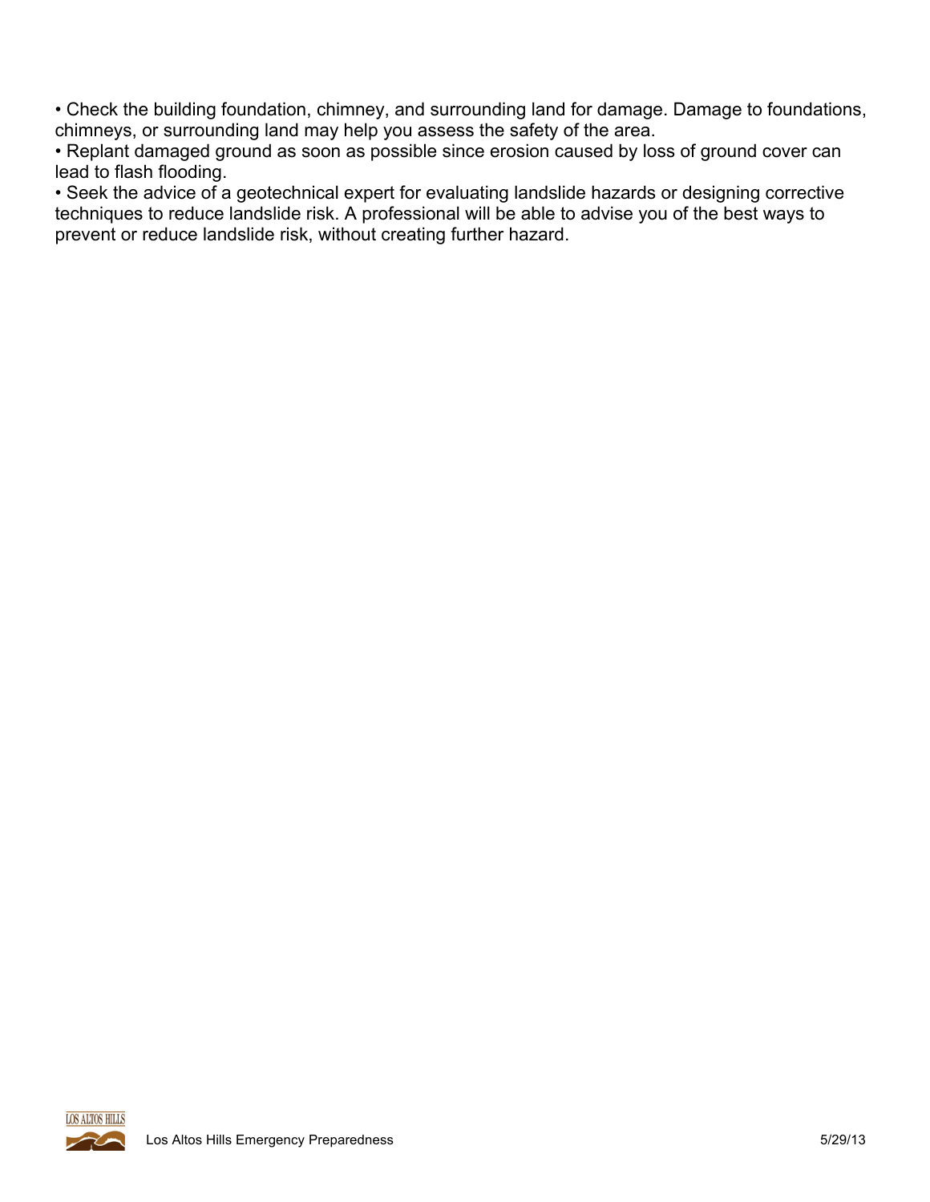- Check the building foundation, chimney, and surrounding land for damage. Damage to foundations, chimneys, or surrounding land may help you assess the safety of the area.
- Replant damaged ground as soon as possible since erosion caused by loss of ground cover can lead to flash flooding.
- Seek the advice of a geotechnical expert for evaluating landslide hazards or designing corrective techniques to reduce landslide risk. A professional will be able to advise you of the best ways to prevent or reduce landslide risk, without creating further hazard.